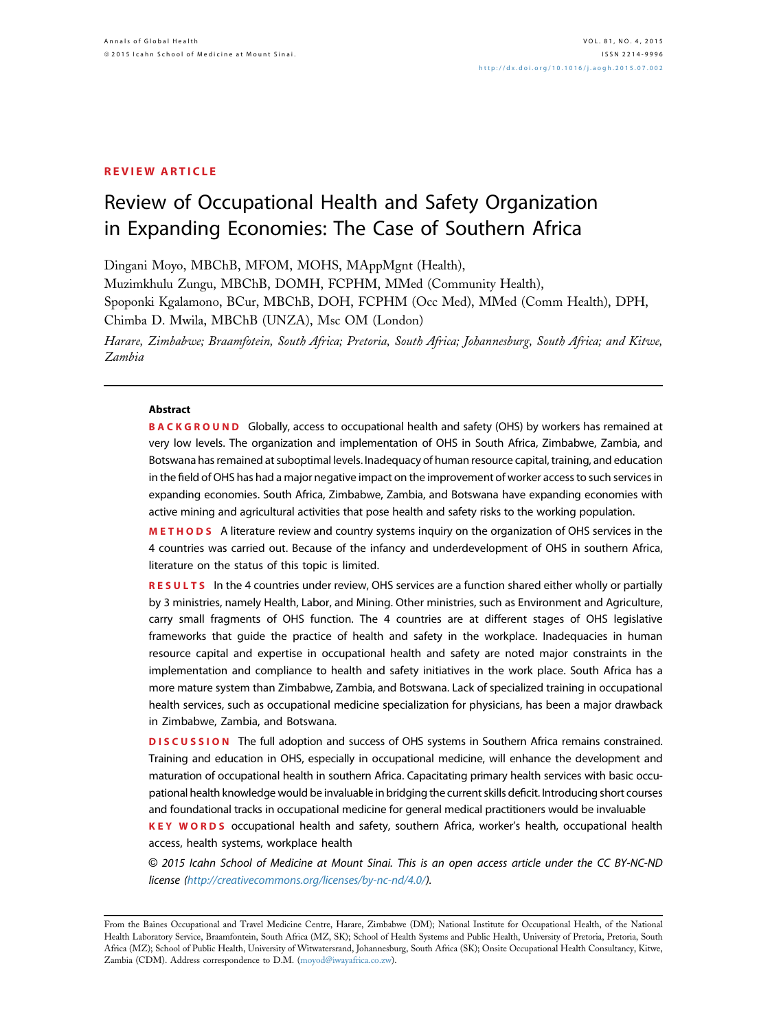REVIEW ARTICLE

# Review of Occupational Health and Safety Organization in Expanding Economies: The Case of Southern Africa

Dingani Moyo, MBChB, MFOM, MOHS, MAppMgnt (Health),
Muzimkhulu Zungu, MBChB, DOMH, FCPHM, MMed (Community Health),
Spoponki Kgalamono, BCur, MBChB, DOH, FCPHM (Occ Med), MMed (Comm Health), DPH,
Chimba D. Mwila, MBChB (UNZA), Msc OM (London)

*Harare, Zimbabwe; Braamfotein, South Africa; Pretoria, South Africa; Johannesburg, South Africa; and Kitwe, Zambia*

## Abstract

**BACKGROUND** Globally, access to occupational health and safety (OHS) by workers has remained at very low levels. The organization and implementation of OHS in South Africa, Zimbabwe, Zambia, and Botswana has remained at suboptimal levels. Inadequacy of human resource capital, training, and education in the field of OHS has had a major negative impact on the improvement of worker access to such services in expanding economies. South Africa, Zimbabwe, Zambia, and Botswana have expanding economies with active mining and agricultural activities that pose health and safety risks to the working population.

**METHODS** A literature review and country systems inquiry on the organization of OHS services in the 4 countries was carried out. Because of the infancy and underdevelopment of OHS in southern Africa, literature on the status of this topic is limited.

**RESULTS** In the 4 countries under review, OHS services are a function shared either wholly or partially by 3 ministries, namely Health, Labor, and Mining. Other ministries, such as Environment and Agriculture, carry small fragments of OHS function. The 4 countries are at different stages of OHS legislative frameworks that guide the practice of health and safety in the workplace. Inadequacies in human resource capital and expertise in occupational health and safety are noted major constraints in the implementation and compliance to health and safety initiatives in the work place. South Africa has a more mature system than Zimbabwe, Zambia, and Botswana. Lack of specialized training in occupational health services, such as occupational medicine specialization for physicians, has been a major drawback in Zimbabwe, Zambia, and Botswana.

**DISCUSSION** The full adoption and success of OHS systems in Southern Africa remains constrained. Training and education in OHS, especially in occupational medicine, will enhance the development and maturation of occupational health in southern Africa. Capacitating primary health services with basic occupational health knowledge would be invaluable in bridging the current skills deficit. Introducing short courses and foundational tracks in occupational medicine for general medical practitioners would be invaluable

**KEY WORDS** occupational health and safety, southern Africa, worker's health, occupational health access, health systems, workplace health

*© 2015 Icahn School of Medicine at Mount Sinai. This is an open access article under the CC BY-NC-ND license (http://creativecommons.org/licenses/by-nc-nd/4.0/).*

From the Baines Occupational and Travel Medicine Centre, Harare, Zimbabwe (DM); National Institute for Occupational Health, of the National Health Laboratory Service, Braamfontein, South Africa (MZ, SK); School of Health Systems and Public Health, University of Pretoria, Pretoria, South Africa (MZ); School of Public Health, University of Witwatersrand, Johannesburg, South Africa (SK); Onsite Occupational Health Consultancy, Kitwe, Zambia (CDM). Address correspondence to D.M. (moyod@iwayafrica.co.zw).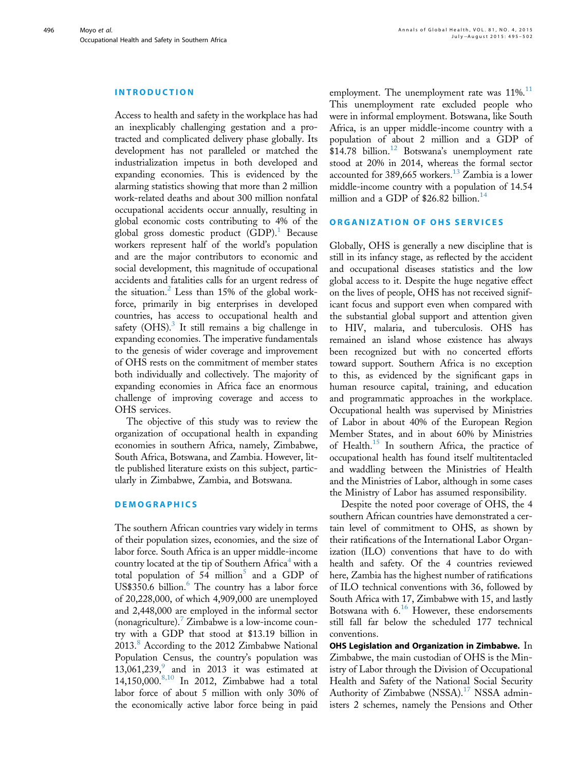## INTRODUCTION

Access to health and safety in the workplace has had an inexplicably challenging gestation and a protracted and complicated delivery phase globally. Its development has not paralleled or matched the industrialization impetus in both developed and expanding economies. This is evidenced by the alarming statistics showing that more than 2 million work-related deaths and about 300 million nonfatal occupational accidents occur annually, resulting in global economic costs contributing to 4% of the global gross domestic product (GDP).[1] Because workers represent half of the world's population and are the major contributors to economic and social development, this magnitude of occupational accidents and fatalities calls for an urgent redress of the situation.[2] Less than 15% of the global workforce, primarily in big enterprises in developed countries, has access to occupational health and safety (OHS).[3] It still remains a big challenge in expanding economies. The imperative fundamentals to the genesis of wider coverage and improvement of OHS rests on the commitment of member states both individually and collectively. The majority of expanding economies in Africa face an enormous challenge of improving coverage and access to OHS services.

The objective of this study was to review the organization of occupational health in expanding economies in southern Africa, namely, Zimbabwe, South Africa, Botswana, and Zambia. However, little published literature exists on this subject, particularly in Zimbabwe, Zambia, and Botswana.

## DEMOGRAPHICS

The southern African countries vary widely in terms of their population sizes, economies, and the size of labor force. South Africa is an upper middle-income country located at the tip of Southern Africa[4] with a total population of 54 million[5] and a GDP of US$350.6 billion.[6] The country has a labor force of 20,228,000, of which 4,909,000 are unemployed and 2,448,000 are employed in the informal sector (nonagriculture).[7] Zimbabwe is a low-income country with a GDP that stood at $13.19 billion in 2013.[8] According to the 2012 Zimbabwe National Population Census, the country's population was 13,061,239,[9] and in 2013 it was estimated at 14,150,000.[8,10] In 2012, Zimbabwe had a total labor force of about 5 million with only 30% of the economically active labor force being in paid employment. The unemployment rate was 11%.[11] This unemployment rate excluded people who were in informal employment. Botswana, like South Africa, is an upper middle-income country with a population of about 2 million and a GDP of $14.78 billion.[12] Botswana's unemployment rate stood at 20% in 2014, whereas the formal sector accounted for 389,665 workers.[13] Zambia is a lower middle-income country with a population of 14.54 million and a GDP of $26.82 billion.[14]

## ORGANIZATION OF OHS SERVICES

Globally, OHS is generally a new discipline that is still in its infancy stage, as reflected by the accident and occupational diseases statistics and the low global access to it. Despite the huge negative effect on the lives of people, OHS has not received significant focus and support even when compared with the substantial global support and attention given to HIV, malaria, and tuberculosis. OHS has remained an island whose existence has always been recognized but with no concerted efforts toward support. Southern Africa is no exception to this, as evidenced by the significant gaps in human resource capital, training, and education and programmatic approaches in the workplace. Occupational health was supervised by Ministries of Labor in about 40% of the European Region Member States, and in about 60% by Ministries of Health.[15] In southern Africa, the practice of occupational health has found itself multitentacled and waddling between the Ministries of Health and the Ministries of Labor, although in some cases the Ministry of Labor has assumed responsibility.

Despite the noted poor coverage of OHS, the 4 southern African countries have demonstrated a certain level of commitment to OHS, as shown by their ratifications of the International Labor Organization (ILO) conventions that have to do with health and safety. Of the 4 countries reviewed here, Zambia has the highest number of ratifications of ILO technical conventions with 36, followed by South Africa with 17, Zimbabwe with 15, and lastly Botswana with 6.[16] However, these endorsements still fall far below the scheduled 177 technical conventions.

**OHS Legislation and Organization in Zimbabwe.** In Zimbabwe, the main custodian of OHS is the Ministry of Labor through the Division of Occupational Health and Safety of the National Social Security Authority of Zimbabwe (NSSA).[17] NSSA administers 2 schemes, namely the Pensions and Other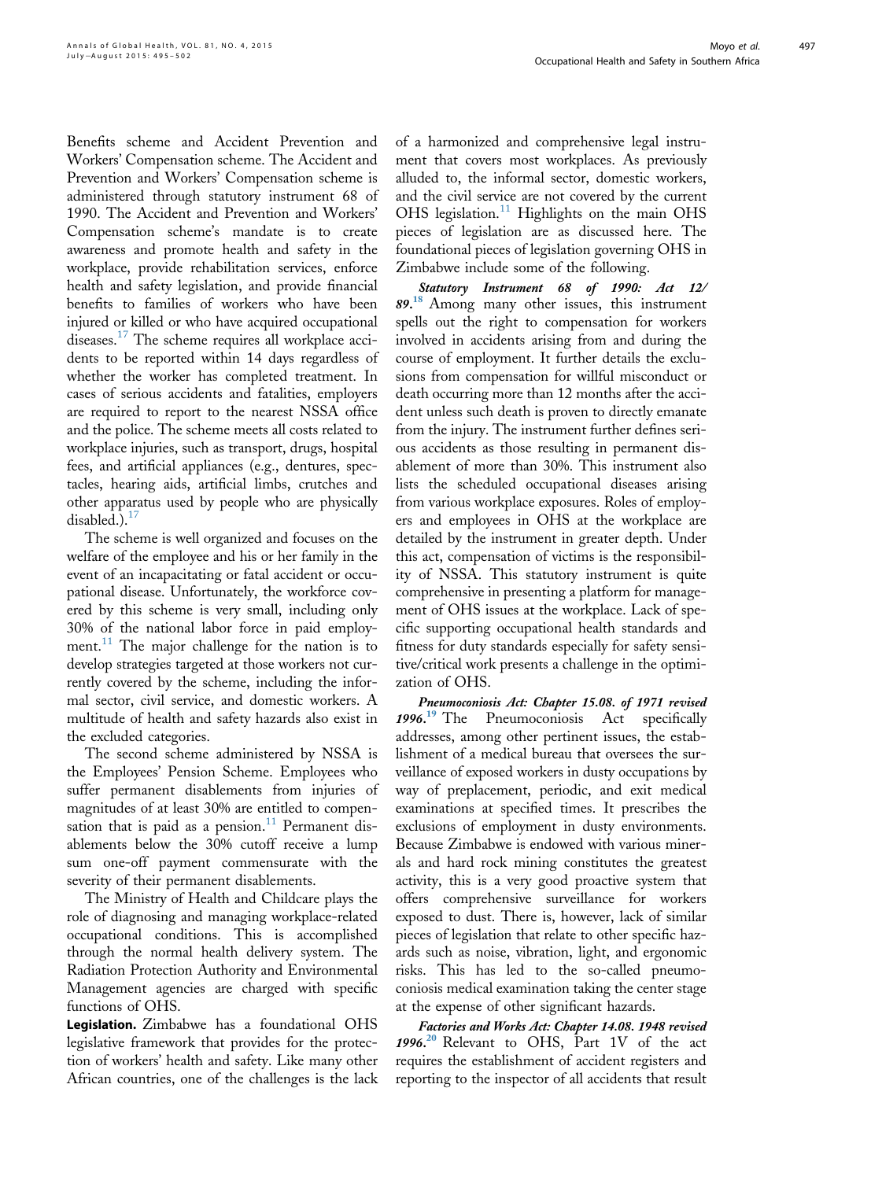Benefits scheme and Accident Prevention and Workers' Compensation scheme. The Accident and Prevention and Workers' Compensation scheme is administered through statutory instrument 68 of 1990. The Accident and Prevention and Workers' Compensation scheme's mandate is to create awareness and promote health and safety in the workplace, provide rehabilitation services, enforce health and safety legislation, and provide financial benefits to families of workers who have been injured or killed or who have acquired occupational diseases.[17] The scheme requires all workplace accidents to be reported within 14 days regardless of whether the worker has completed treatment. In cases of serious accidents and fatalities, employers are required to report to the nearest NSSA office and the police. The scheme meets all costs related to workplace injuries, such as transport, drugs, hospital fees, and artificial appliances (e.g., dentures, spectacles, hearing aids, artificial limbs, crutches and other apparatus used by people who are physically disabled.).[17]

The scheme is well organized and focuses on the welfare of the employee and his or her family in the event of an incapacitating or fatal accident or occupational disease. Unfortunately, the workforce covered by this scheme is very small, including only 30% of the national labor force in paid employment.[11] The major challenge for the nation is to develop strategies targeted at those workers not currently covered by the scheme, including the informal sector, civil service, and domestic workers. A multitude of health and safety hazards also exist in the excluded categories.

The second scheme administered by NSSA is the Employees' Pension Scheme. Employees who suffer permanent disablements from injuries of magnitudes of at least 30% are entitled to compensation that is paid as a pension.[11] Permanent disablements below the 30% cutoff receive a lump sum one-off payment commensurate with the severity of their permanent disablements.

The Ministry of Health and Childcare plays the role of diagnosing and managing workplace-related occupational conditions. This is accomplished through the normal health delivery system. The Radiation Protection Authority and Environmental Management agencies are charged with specific functions of OHS.

**Legislation.** Zimbabwe has a foundational OHS legislative framework that provides for the protection of workers' health and safety. Like many other African countries, one of the challenges is the lack of a harmonized and comprehensive legal instrument that covers most workplaces. As previously alluded to, the informal sector, domestic workers, and the civil service are not covered by the current OHS legislation.[11] Highlights on the main OHS pieces of legislation are as discussed here. The foundational pieces of legislation governing OHS in Zimbabwe include some of the following.

***Statutory Instrument 68 of 1990: Act 12/89.***[18] Among many other issues, this instrument spells out the right to compensation for workers involved in accidents arising from and during the course of employment. It further details the exclusions from compensation for willful misconduct or death occurring more than 12 months after the accident unless such death is proven to directly emanate from the injury. The instrument further defines serious accidents as those resulting in permanent disablement of more than 30%. This instrument also lists the scheduled occupational diseases arising from various workplace exposures. Roles of employers and employees in OHS at the workplace are detailed by the instrument in greater depth. Under this act, compensation of victims is the responsibility of NSSA. This statutory instrument is quite comprehensive in presenting a platform for management of OHS issues at the workplace. Lack of specific supporting occupational health standards and fitness for duty standards especially for safety sensitive/critical work presents a challenge in the optimization of OHS.

***Pneumoconiosis Act: Chapter 15.08. of 1971 revised 1996.***[19] The Pneumoconiosis Act specifically addresses, among other pertinent issues, the establishment of a medical bureau that oversees the surveillance of exposed workers in dusty occupations by way of preplacement, periodic, and exit medical examinations at specified times. It prescribes the exclusions of employment in dusty environments. Because Zimbabwe is endowed with various minerals and hard rock mining constitutes the greatest activity, this is a very good proactive system that offers comprehensive surveillance for workers exposed to dust. There is, however, lack of similar pieces of legislation that relate to other specific hazards such as noise, vibration, light, and ergonomic risks. This has led to the so-called pneumoconiosis medical examination taking the center stage at the expense of other significant hazards.

***Factories and Works Act: Chapter 14.08. 1948 revised 1996.***[20] Relevant to OHS, Part 1V of the act requires the establishment of accident registers and reporting to the inspector of all accidents that result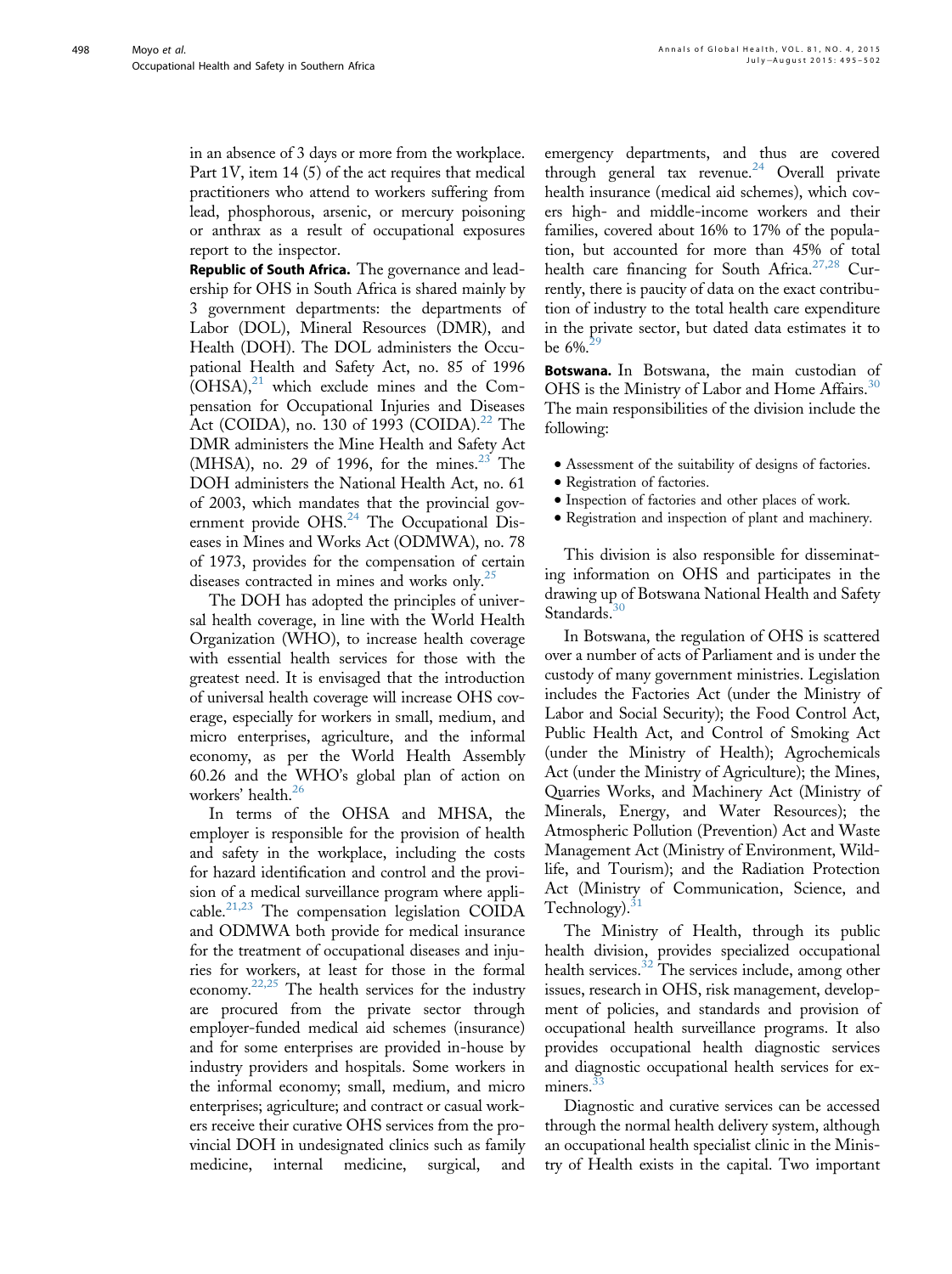in an absence of 3 days or more from the workplace. Part 1V, item 14 (5) of the act requires that medical practitioners who attend to workers suffering from lead, phosphorous, arsenic, or mercury poisoning or anthrax as a result of occupational exposures report to the inspector.

**Republic of South Africa.** The governance and leadership for OHS in South Africa is shared mainly by 3 government departments: the departments of Labor (DOL), Mineral Resources (DMR), and Health (DOH). The DOL administers the Occupational Health and Safety Act, no. 85 of 1996 (OHSA),[21] which exclude mines and the Compensation for Occupational Injuries and Diseases Act (COIDA), no. 130 of 1993 (COIDA).[22] The DMR administers the Mine Health and Safety Act (MHSA), no. 29 of 1996, for the mines.[23] The DOH administers the National Health Act, no. 61 of 2003, which mandates that the provincial government provide OHS.[24] The Occupational Diseases in Mines and Works Act (ODMWA), no. 78 of 1973, provides for the compensation of certain diseases contracted in mines and works only.[25]

The DOH has adopted the principles of universal health coverage, in line with the World Health Organization (WHO), to increase health coverage with essential health services for those with the greatest need. It is envisaged that the introduction of universal health coverage will increase OHS coverage, especially for workers in small, medium, and micro enterprises, agriculture, and the informal economy, as per the World Health Assembly 60.26 and the WHO's global plan of action on workers' health.[26]

In terms of the OHSA and MHSA, the employer is responsible for the provision of health and safety in the workplace, including the costs for hazard identification and control and the provision of a medical surveillance program where applicable.[21,23] The compensation legislation COIDA and ODMWA both provide for medical insurance for the treatment of occupational diseases and injuries for workers, at least for those in the formal economy.[22,25] The health services for the industry are procured from the private sector through employer-funded medical aid schemes (insurance) and for some enterprises are provided in-house by industry providers and hospitals. Some workers in the informal economy; small, medium, and micro enterprises; agriculture; and contract or casual workers receive their curative OHS services from the provincial DOH in undesignated clinics such as family medicine, internal medicine, surgical, and emergency departments, and thus are covered through general tax revenue.[24] Overall private health insurance (medical aid schemes), which covers high- and middle-income workers and their families, covered about 16% to 17% of the population, but accounted for more than 45% of total health care financing for South Africa.[27,28] Currently, there is paucity of data on the exact contribution of industry to the total health care expenditure in the private sector, but dated data estimates it to be 6%.[29]

**Botswana.** In Botswana, the main custodian of OHS is the Ministry of Labor and Home Affairs.[30] The main responsibilities of the division include the following:

- Assessment of the suitability of designs of factories.
- Registration of factories.
- Inspection of factories and other places of work.
- Registration and inspection of plant and machinery.

This division is also responsible for disseminating information on OHS and participates in the drawing up of Botswana National Health and Safety Standards.[30]

In Botswana, the regulation of OHS is scattered over a number of acts of Parliament and is under the custody of many government ministries. Legislation includes the Factories Act (under the Ministry of Labor and Social Security); the Food Control Act, Public Health Act, and Control of Smoking Act (under the Ministry of Health); Agrochemicals Act (under the Ministry of Agriculture); the Mines, Quarries Works, and Machinery Act (Ministry of Minerals, Energy, and Water Resources); the Atmospheric Pollution (Prevention) Act and Waste Management Act (Ministry of Environment, Wildlife, and Tourism); and the Radiation Protection Act (Ministry of Communication, Science, and Technology).[31]

The Ministry of Health, through its public health division, provides specialized occupational health services.[32] The services include, among other issues, research in OHS, risk management, development of policies, and standards and provision of occupational health surveillance programs. It also provides occupational health diagnostic services and diagnostic occupational health services for ex-miners.[33]

Diagnostic and curative services can be accessed through the normal health delivery system, although an occupational health specialist clinic in the Ministry of Health exists in the capital. Two important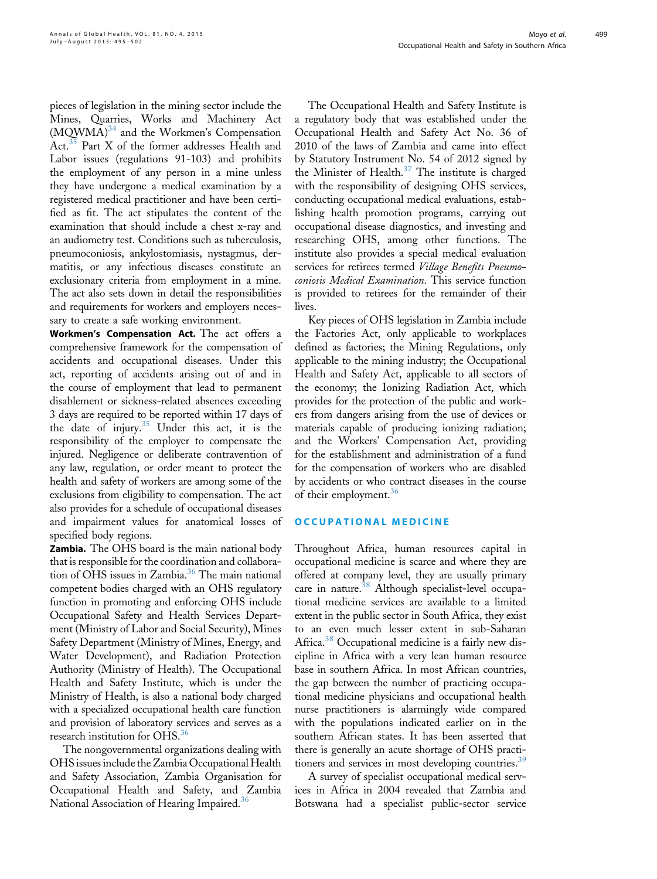pieces of legislation in the mining sector include the Mines, Quarries, Works and Machinery Act (MQWMA)[34] and the Workmen's Compensation Act.[35] Part X of the former addresses Health and Labor issues (regulations 91-103) and prohibits the employment of any person in a mine unless they have undergone a medical examination by a registered medical practitioner and have been certified as fit. The act stipulates the content of the examination that should include a chest x-ray and an audiometry test. Conditions such as tuberculosis, pneumoconiosis, ankylostomiasis, nystagmus, dermatitis, or any infectious diseases constitute an exclusionary criteria from employment in a mine. The act also sets down in detail the responsibilities and requirements for workers and employers necessary to create a safe working environment.

**Workmen's Compensation Act.** The act offers a comprehensive framework for the compensation of accidents and occupational diseases. Under this act, reporting of accidents arising out of and in the course of employment that lead to permanent disablement or sickness-related absences exceeding 3 days are required to be reported within 17 days of the date of injury.[35] Under this act, it is the responsibility of the employer to compensate the injured. Negligence or deliberate contravention of any law, regulation, or order meant to protect the health and safety of workers are among some of the exclusions from eligibility to compensation. The act also provides for a schedule of occupational diseases and impairment values for anatomical losses of specified body regions.

**Zambia.** The OHS board is the main national body that is responsible for the coordination and collaboration of OHS issues in Zambia.[36] The main national competent bodies charged with an OHS regulatory function in promoting and enforcing OHS include Occupational Safety and Health Services Department (Ministry of Labor and Social Security), Mines Safety Department (Ministry of Mines, Energy, and Water Development), and Radiation Protection Authority (Ministry of Health). The Occupational Health and Safety Institute, which is under the Ministry of Health, is also a national body charged with a specialized occupational health care function and provision of laboratory services and serves as a research institution for OHS.[36]

The nongovernmental organizations dealing with OHS issues include the Zambia Occupational Health and Safety Association, Zambia Organisation for Occupational Health and Safety, and Zambia National Association of Hearing Impaired.[36]

The Occupational Health and Safety Institute is a regulatory body that was established under the Occupational Health and Safety Act No. 36 of 2010 of the laws of Zambia and came into effect by Statutory Instrument No. 54 of 2012 signed by the Minister of Health.[37] The institute is charged with the responsibility of designing OHS services, conducting occupational medical evaluations, establishing health promotion programs, carrying out occupational disease diagnostics, and investing and researching OHS, among other functions. The institute also provides a special medical evaluation services for retirees termed *Village Benefits Pneumoconiosis Medical Examination*. This service function is provided to retirees for the remainder of their lives.

Key pieces of OHS legislation in Zambia include the Factories Act, only applicable to workplaces defined as factories; the Mining Regulations, only applicable to the mining industry; the Occupational Health and Safety Act, applicable to all sectors of the economy; the Ionizing Radiation Act, which provides for the protection of the public and workers from dangers arising from the use of devices or materials capable of producing ionizing radiation; and the Workers' Compensation Act, providing for the establishment and administration of a fund for the compensation of workers who are disabled by accidents or who contract diseases in the course of their employment.[36]

## OCCUPATIONAL MEDICINE

Throughout Africa, human resources capital in occupational medicine is scarce and where they are offered at company level, they are usually primary care in nature.[38] Although specialist-level occupational medicine services are available to a limited extent in the public sector in South Africa, they exist to an even much lesser extent in sub-Saharan Africa.[38] Occupational medicine is a fairly new discipline in Africa with a very lean human resource base in southern Africa. In most African countries, the gap between the number of practicing occupational medicine physicians and occupational health nurse practitioners is alarmingly wide compared with the populations indicated earlier on in the southern African states. It has been asserted that there is generally an acute shortage of OHS practitioners and services in most developing countries.[39]

A survey of specialist occupational medical services in Africa in 2004 revealed that Zambia and Botswana had a specialist public-sector service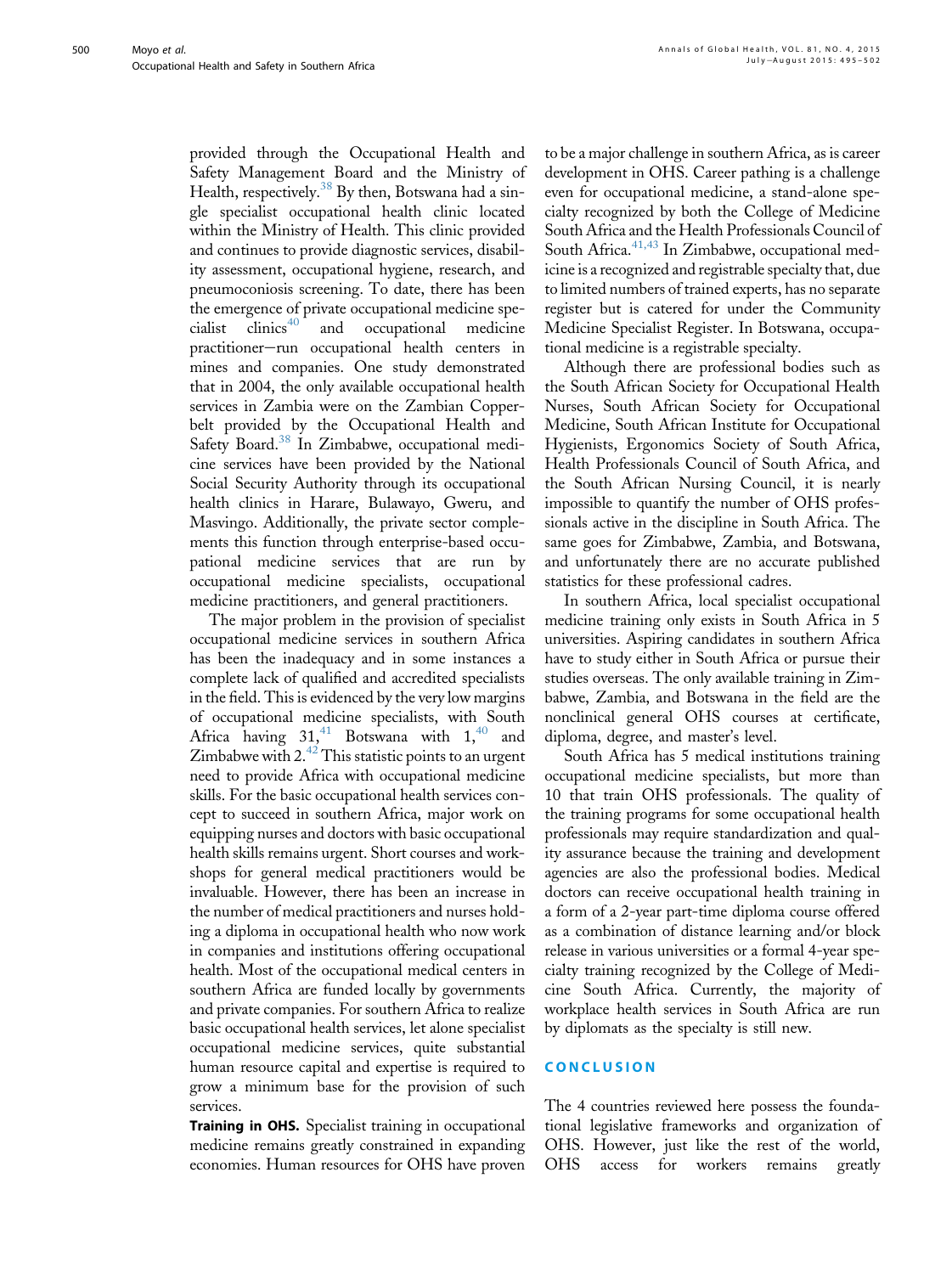provided through the Occupational Health and Safety Management Board and the Ministry of Health, respectively.[38] By then, Botswana had a single specialist occupational health clinic located within the Ministry of Health. This clinic provided and continues to provide diagnostic services, disability assessment, occupational hygiene, research, and pneumoconiosis screening. To date, there has been the emergence of private occupational medicine specialist clinics[40] and occupational medicine practitioner–run occupational health centers in mines and companies. One study demonstrated that in 2004, the only available occupational health services in Zambia were on the Zambian Copperbelt provided by the Occupational Health and Safety Board.[38] In Zimbabwe, occupational medicine services have been provided by the National Social Security Authority through its occupational health clinics in Harare, Bulawayo, Gweru, and Masvingo. Additionally, the private sector complements this function through enterprise-based occupational medicine services that are run by occupational medicine specialists, occupational medicine practitioners, and general practitioners.

The major problem in the provision of specialist occupational medicine services in southern Africa has been the inadequacy and in some instances a complete lack of qualified and accredited specialists in the field. This is evidenced by the very low margins of occupational medicine specialists, with South Africa having 31,[41] Botswana with 1,[40] and Zimbabwe with 2.[42] This statistic points to an urgent need to provide Africa with occupational medicine skills. For the basic occupational health services concept to succeed in southern Africa, major work on equipping nurses and doctors with basic occupational health skills remains urgent. Short courses and workshops for general medical practitioners would be invaluable. However, there has been an increase in the number of medical practitioners and nurses holding a diploma in occupational health who now work in companies and institutions offering occupational health. Most of the occupational medical centers in southern Africa are funded locally by governments and private companies. For southern Africa to realize basic occupational health services, let alone specialist occupational medicine services, quite substantial human resource capital and expertise is required to grow a minimum base for the provision of such services.

**Training in OHS.** Specialist training in occupational medicine remains greatly constrained in expanding economies. Human resources for OHS have proven to be a major challenge in southern Africa, as is career development in OHS. Career pathing is a challenge even for occupational medicine, a stand-alone specialty recognized by both the College of Medicine South Africa and the Health Professionals Council of South Africa.[41,43] In Zimbabwe, occupational medicine is a recognized and registrable specialty that, due to limited numbers of trained experts, has no separate register but is catered for under the Community Medicine Specialist Register. In Botswana, occupational medicine is a registrable specialty.

Although there are professional bodies such as the South African Society for Occupational Health Nurses, South African Society for Occupational Medicine, South African Institute for Occupational Hygienists, Ergonomics Society of South Africa, Health Professionals Council of South Africa, and the South African Nursing Council, it is nearly impossible to quantify the number of OHS professionals active in the discipline in South Africa. The same goes for Zimbabwe, Zambia, and Botswana, and unfortunately there are no accurate published statistics for these professional cadres.

In southern Africa, local specialist occupational medicine training only exists in South Africa in 5 universities. Aspiring candidates in southern Africa have to study either in South Africa or pursue their studies overseas. The only available training in Zimbabwe, Zambia, and Botswana in the field are the nonclinical general OHS courses at certificate, diploma, degree, and master's level.

South Africa has 5 medical institutions training occupational medicine specialists, but more than 10 that train OHS professionals. The quality of the training programs for some occupational health professionals may require standardization and quality assurance because the training and development agencies are also the professional bodies. Medical doctors can receive occupational health training in a form of a 2-year part-time diploma course offered as a combination of distance learning and/or block release in various universities or a formal 4-year specialty training recognized by the College of Medicine South Africa. Currently, the majority of workplace health services in South Africa are run by diplomats as the specialty is still new.

## CONCLUSION

The 4 countries reviewed here possess the foundational legislative frameworks and organization of OHS. However, just like the rest of the world, OHS access for workers remains greatly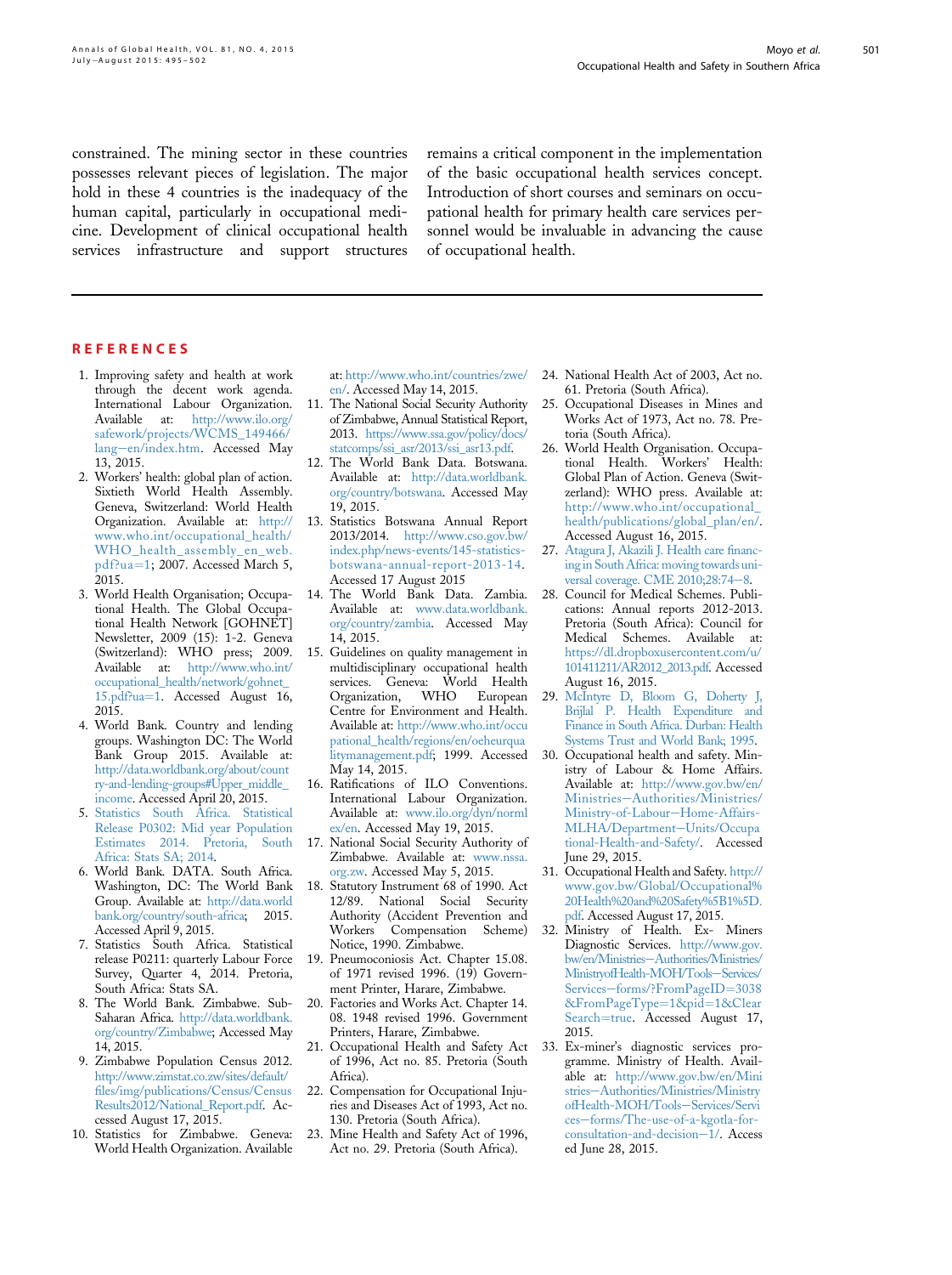constrained. The mining sector in these countries possesses relevant pieces of legislation. The major hold in these 4 countries is the inadequacy of the human capital, particularly in occupational medicine. Development of clinical occupational health services infrastructure and support structures remains a critical component in the implementation of the basic occupational health services concept. Introduction of short courses and seminars on occupational health for primary health care services personnel would be invaluable in advancing the cause of occupational health.

## REFERENCES

1. Improving safety and health at work through the decent work agenda. International Labour Organization. Available at: http://www.ilo.org/safework/projects/WCMS_149466/lang--en/index.htm. Accessed May 13, 2015.
2. Workers' health: global plan of action. Sixtieth World Health Assembly. Geneva, Switzerland: World Health Organization. Available at: http://www.who.int/occupational_health/WHO_health_assembly_en_web.pdf?ua=1; 2007. Accessed March 5, 2015.
3. World Health Organisation; Occupational Health. The Global Occupational Health Network [GOHNET] Newsletter, 2009 (15): 1-2. Geneva (Switzerland): WHO press; 2009. Available at: http://www.who.int/occupational_health/network/gohnet_15.pdf?ua=1. Accessed August 16, 2015.
4. World Bank. Country and lending groups. Washington DC: The World Bank Group 2015. Available at: http://data.worldbank.org/about/country-and-lending-groups#Upper_middle_income. Accessed April 20, 2015.
5. Statistics South Africa. Statistical Release P0302: Mid year Population Estimates 2014. Pretoria, South Africa: Stats SA; 2014.
6. World Bank. DATA. South Africa. Washington, DC: The World Bank Group. Available at: http://data.worldbank.org/country/south-africa; 2015. Accessed April 9, 2015.
7. Statistics South Africa. Statistical release P0211: quarterly Labour Force Survey, Quarter 4, 2014. Pretoria, South Africa: Stats SA.
8. The World Bank. Zimbabwe. Sub-Saharan Africa. http://data.worldbank.org/country/Zimbabwe; Accessed May 14, 2015.
9. Zimbabwe Population Census 2012. http://www.zimstat.co.zw/sites/default/files/img/publications/Census/CensusResults2012/National_Report.pdf. Accessed August 17, 2015.
10. Statistics for Zimbabwe. Geneva: World Health Organization. Available at: http://www.who.int/countries/zwe/en/. Accessed May 14, 2015.
11. The National Social Security Authority of Zimbabwe, Annual Statistical Report, 2013. https://www.ssa.gov/policy/docs/statcomps/ssi_asr/2013/ssi_asr13.pdf.
12. The World Bank Data. Botswana. Available at: http://data.worldbank.org/country/botswana. Accessed May 19, 2015.
13. Statistics Botswana Annual Report 2013/2014. http://www.cso.gov.bw/index.php/news-events/145-statistics-botswana-annual-report-2013-14. Accessed 17 August 2015
14. The World Bank Data. Zambia. Available at: www.data.worldbank.org/country/zambia. Accessed May 14, 2015.
15. Guidelines on quality management in multidisciplinary occupational health services. Geneva: World Health Organization, WHO European Centre for Environment and Health. Available at: http://www.who.int/occupational_health/regions/en/oeheurqualitymanagement.pdf; 1999. Accessed May 14, 2015.
16. Ratifications of ILO Conventions. International Labour Organization. Available at: www.ilo.org/dyn/normlex/en. Accessed May 19, 2015.
17. National Social Security Authority of Zimbabwe. Available at: www.nssa.org.zw. Accessed May 5, 2015.
18. Statutory Instrument 68 of 1990. Act 12/89. National Social Security Authority (Accident Prevention and Workers Compensation Scheme) Notice, 1990. Zimbabwe.
19. Pneumoconiosis Act. Chapter 15.08. of 1971 revised 1996. (19) Government Printer, Harare, Zimbabwe.
20. Factories and Works Act. Chapter 14. 08. 1948 revised 1996. Government Printers, Harare, Zimbabwe.
21. Occupational Health and Safety Act of 1996, Act no. 85. Pretoria (South Africa).
22. Compensation for Occupational Injuries and Diseases Act of 1993, Act no. 130. Pretoria (South Africa).
23. Mine Health and Safety Act of 1996, Act no. 29. Pretoria (South Africa).
24. National Health Act of 2003, Act no. 61. Pretoria (South Africa).
25. Occupational Diseases in Mines and Works Act of 1973, Act no. 78. Pretoria (South Africa).
26. World Health Organisation. Occupational Health. Workers' Health: Global Plan of Action. Geneva (Switzerland): WHO press. Available at: http://www.who.int/occupational_health/publications/global_plan/en/. Accessed August 16, 2015.
27. Atagura J, Akazili J. Health care financing in South Africa: moving towards universal coverage. CME 2010;28:74–8.
28. Council for Medical Schemes. Publications: Annual reports 2012-2013. Pretoria (South Africa): Council for Medical Schemes. Available at: https://dl.dropboxusercontent.com/u/101411211/AR2012_2013.pdf. Accessed August 16, 2015.
29. McIntyre D, Bloom G, Doherty J, Brijlal P. Health Expenditure and Finance in South Africa. Durban: Health Systems Trust and World Bank; 1995.
30. Occupational health and safety. Ministry of Labour & Home Affairs. Available at: http://www.gov.bw/en/Ministries--Authorities/Ministries/Ministry-of-Labour--Home-Affairs-MLHA/Department--Units/Occupational-Health-and-Safety/. Accessed June 29, 2015.
31. Occupational Health and Safety. http://www.gov.bw/Global/Occupational%20Health%20and%20Safety%5B1%5D.pdf. Accessed August 17, 2015.
32. Ministry of Health. Ex- Miners Diagnostic Services. http://www.gov.bw/en/Ministries--Authorities/Ministries/MinistryofHealth-MOH/Tools--Services/Services--forms/?FromPageID=3038&FromPageType=1&pid=1&ClearSearch=true. Accessed August 17, 2015.
33. Ex-miner's diagnostic services programme. Ministry of Health. Available at: http://www.gov.bw/en/Ministries--Authorities/Ministries/MinistryofHealth-MOH/Tools--Services/Services--forms/The-use-of-a-kgotla-for-consultation-and-decision--1/. Accessed June 28, 2015.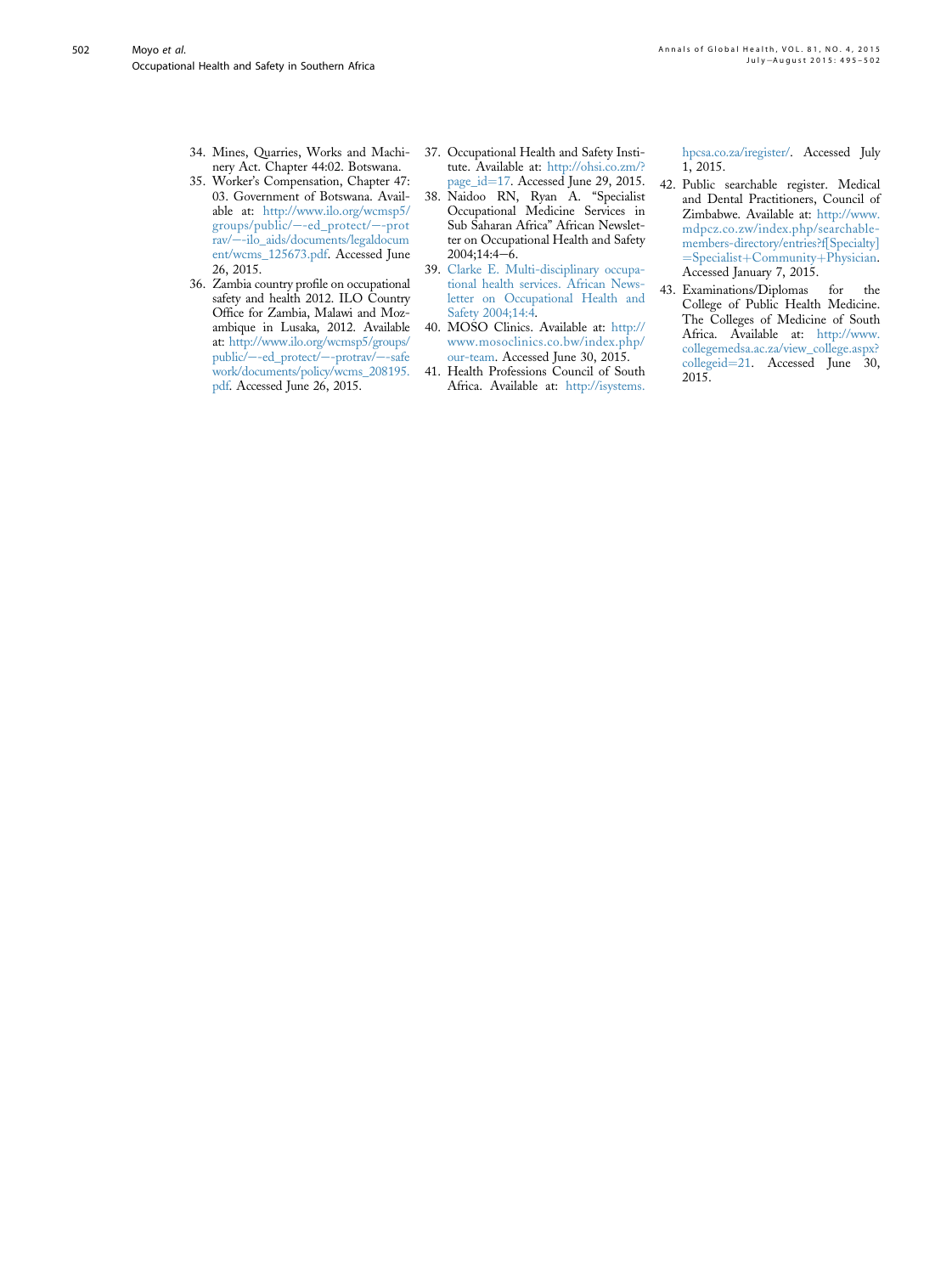34. Mines, Quarries, Works and Machinery Act. Chapter 44:02. Botswana.
35. Worker's Compensation, Chapter 47: 03. Government of Botswana. Available at: http://www.ilo.org/wcmsp5/groups/public/—-ed_protect/—-protrav/—-ilo_aids/documents/legaldocument/wcms_125673.pdf. Accessed June 26, 2015.
36. Zambia country profile on occupational safety and health 2012. ILO Country Office for Zambia, Malawi and Mozambique in Lusaka, 2012. Available at: http://www.ilo.org/wcmsp5/groups/public/—-ed_protect/—-protrav/—-safework/documents/policy/wcms_208195.pdf. Accessed June 26, 2015.
37. Occupational Health and Safety Institute. Available at: http://ohsi.co.zm/?page_id=17. Accessed June 29, 2015.
38. Naidoo RN, Ryan A. "Specialist Occupational Medicine Services in Sub Saharan Africa" African Newsletter on Occupational Health and Safety 2004;14:4–6.
39. Clarke E. Multi-disciplinary occupational health services. African Newsletter on Occupational Health and Safety 2004;14:4.
40. MOSO Clinics. Available at: http://www.mosoclinics.co.bw/index.php/our-team. Accessed June 30, 2015.
41. Health Professions Council of South Africa. Available at: http://isystems.hpcsa.co.za/iregister/. Accessed July 1, 2015.
42. Public searchable register. Medical and Dental Practitioners, Council of Zimbabwe. Available at: http://www.mdpcz.co.zw/index.php/searchable-members-directory/entries?f[Specialty]=Specialist+Community+Physician. Accessed January 7, 2015.
43. Examinations/Diplomas for the College of Public Health Medicine. The Colleges of Medicine of South Africa. Available at: http://www.collegemedsa.ac.za/view_college.aspx?collegeid=21. Accessed June 30, 2015.